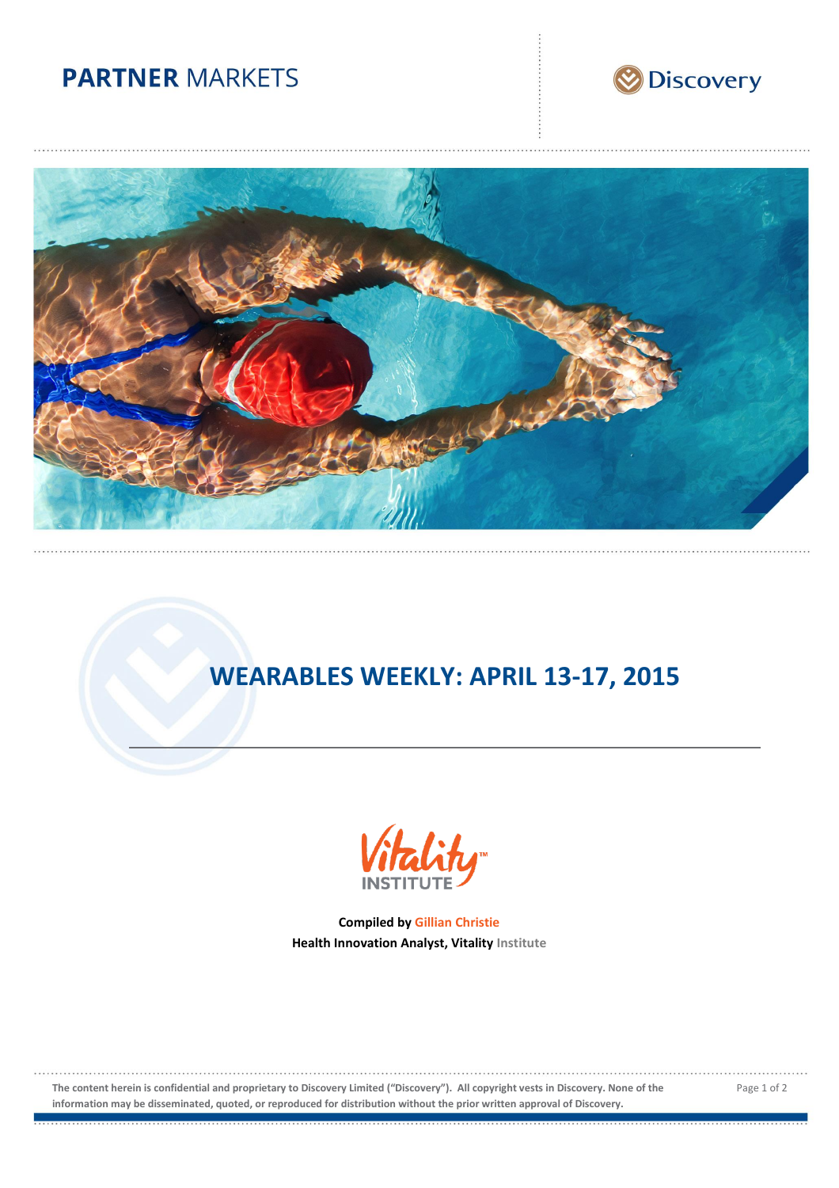PARTNER MARKETS

Discovery

# WEARABLES WEEKLY: APRIL 13-17, 2015

Vitality™ INSTITUTE

**Compiled by Gillian Christie**
**Health Innovation Analyst, Vitality Institute**

**The content herein is confidential and proprietary to Discovery Limited ("Discovery"). All copyright vests in Discovery. None of the information may be disseminated, quoted, or reproduced for distribution without the prior written approval of Discovery.**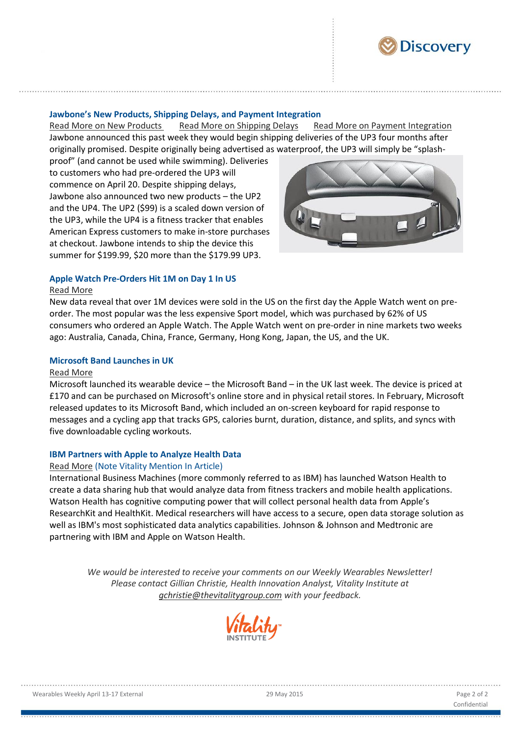### Jawbone's New Products, Shipping Delays, and Payment Integration

Read More on New Products  Read More on Shipping Delays  Read More on Payment Integration

Jawbone announced this past week they would begin shipping deliveries of the UP3 four months after originally promised. Despite originally being advertised as waterproof, the UP3 will simply be "splash-proof" (and cannot be used while swimming). Deliveries to customers who had pre-ordered the UP3 will commence on April 20. Despite shipping delays, Jawbone also announced two new products – the UP2 and the UP4. The UP2 ($99) is a scaled down version of the UP3, while the UP4 is a fitness tracker that enables American Express customers to make in-store purchases at checkout. Jawbone intends to ship the device this summer for $199.99, $20 more than the $179.99 UP3.

### Apple Watch Pre-Orders Hit 1M on Day 1 In US

Read More

New data reveal that over 1M devices were sold in the US on the first day the Apple Watch went on pre-order. The most popular was the less expensive Sport model, which was purchased by 62% of US consumers who ordered an Apple Watch. The Apple Watch went on pre-order in nine markets two weeks ago: Australia, Canada, China, France, Germany, Hong Kong, Japan, the US, and the UK.

### Microsoft Band Launches in UK

Read More

Microsoft launched its wearable device – the Microsoft Band – in the UK last week. The device is priced at £170 and can be purchased on Microsoft's online store and in physical retail stores. In February, Microsoft released updates to its Microsoft Band, which included an on-screen keyboard for rapid response to messages and a cycling app that tracks GPS, calories burnt, duration, distance, and splits, and syncs with five downloadable cycling workouts.

### IBM Partners with Apple to Analyze Health Data

Read More (Note Vitality Mention In Article)

International Business Machines (more commonly referred to as IBM) has launched Watson Health to create a data sharing hub that would analyze data from fitness trackers and mobile health applications. Watson Health has cognitive computing power that will collect personal health data from Apple's ResearchKit and HealthKit. Medical researchers will have access to a secure, open data storage solution as well as IBM's most sophisticated data analytics capabilities. Johnson & Johnson and Medtronic are partnering with IBM and Apple on Watson Health.

*We would be interested to receive your comments on our Weekly Wearables Newsletter! Please contact Gillian Christie, Health Innovation Analyst, Vitality Institute at gchristie@thevitalitygroup.com with your feedback.*